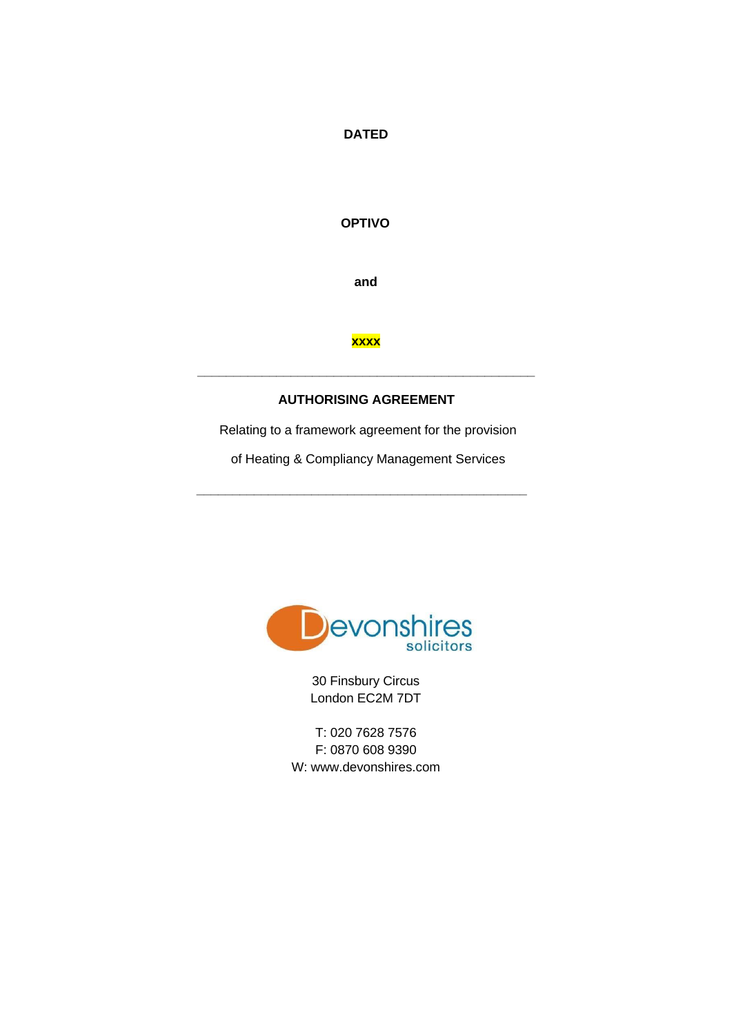**DATED**

**OPTIVO**

**and**

**xxxx**

---

**AUTHORISING AGREEMENT**

Relating to a framework agreement for the provision

of Heating & Compliancy Management Services

---

Devonshires solicitors

30 Finsbury Circus
London EC2M 7DT

T: 020 7628 7576
F: 0870 608 9390
W: www.devonshires.com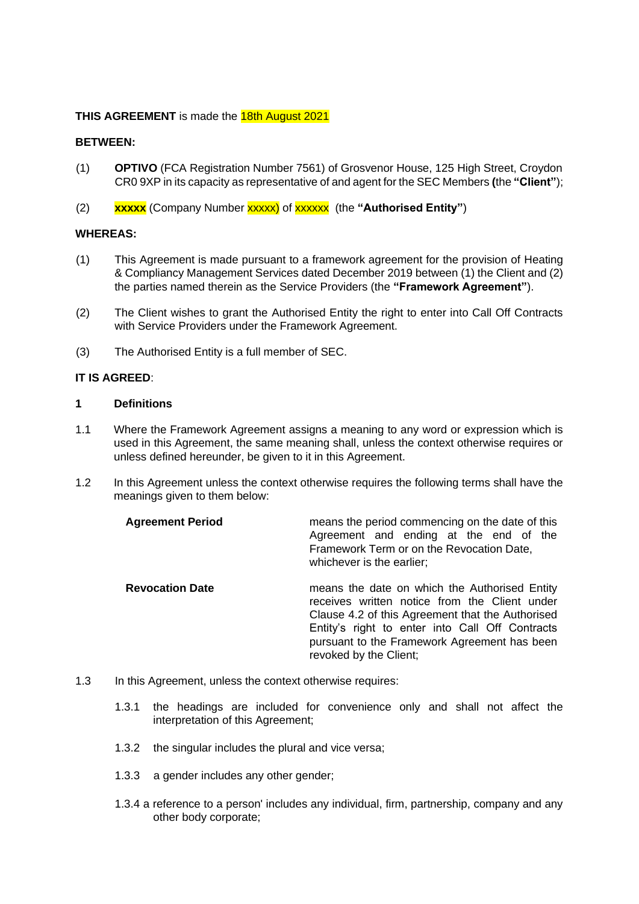**THIS AGREEMENT** is made the 18th August 2021

**BETWEEN:**

(1) **OPTIVO** (FCA Registration Number 7561) of Grosvenor House, 125 High Street, Croydon CR0 9XP in its capacity as representative of and agent for the SEC Members **(**the **"Client"**);

(2) **xxxxx** (Company Number xxxxx) of xxxxxx (the **"Authorised Entity"**)

**WHEREAS:**

(1) This Agreement is made pursuant to a framework agreement for the provision of Heating & Compliancy Management Services dated December 2019 between (1) the Client and (2) the parties named therein as the Service Providers (the **"Framework Agreement"**).

(2) The Client wishes to grant the Authorised Entity the right to enter into Call Off Contracts with Service Providers under the Framework Agreement.

(3) The Authorised Entity is a full member of SEC.

**IT IS AGREED**:

**1 Definitions**

1.1 Where the Framework Agreement assigns a meaning to any word or expression which is used in this Agreement, the same meaning shall, unless the context otherwise requires or unless defined hereunder, be given to it in this Agreement.

1.2 In this Agreement unless the context otherwise requires the following terms shall have the meanings given to them below:

| | |
|---|---|
| **Agreement Period** | means the period commencing on the date of this Agreement and ending at the end of the Framework Term or on the Revocation Date, whichever is the earlier; |
| **Revocation Date** | means the date on which the Authorised Entity receives written notice from the Client under Clause 4.2 of this Agreement that the Authorised Entity's right to enter into Call Off Contracts pursuant to the Framework Agreement has been revoked by the Client; |

1.3 In this Agreement, unless the context otherwise requires:

1.3.1 the headings are included for convenience only and shall not affect the interpretation of this Agreement;

1.3.2 the singular includes the plural and vice versa;

1.3.3 a gender includes any other gender;

1.3.4 a reference to a person' includes any individual, firm, partnership, company and any other body corporate;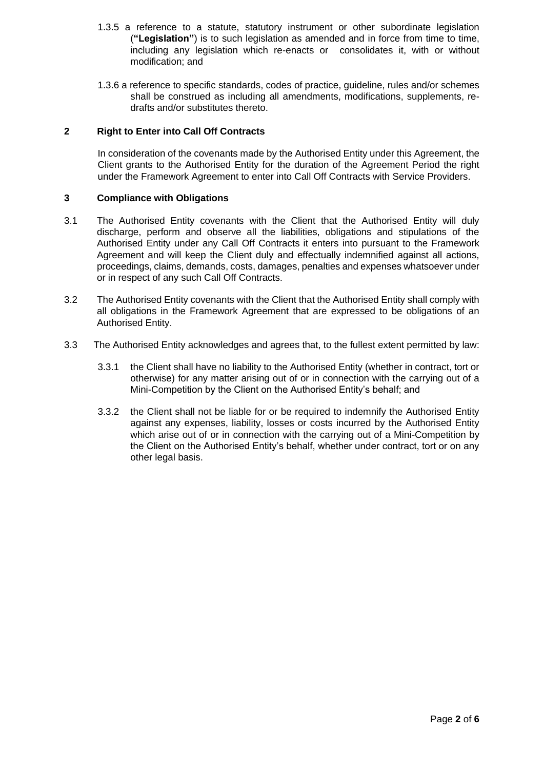1.3.5 a reference to a statute, statutory instrument or other subordinate legislation (**"Legislation"**) is to such legislation as amended and in force from time to time, including any legislation which re-enacts or consolidates it, with or without modification; and

1.3.6 a reference to specific standards, codes of practice, guideline, rules and/or schemes shall be construed as including all amendments, modifications, supplements, re-drafts and/or substitutes thereto.

## 2 Right to Enter into Call Off Contracts

In consideration of the covenants made by the Authorised Entity under this Agreement, the Client grants to the Authorised Entity for the duration of the Agreement Period the right under the Framework Agreement to enter into Call Off Contracts with Service Providers.

## 3 Compliance with Obligations

3.1 The Authorised Entity covenants with the Client that the Authorised Entity will duly discharge, perform and observe all the liabilities, obligations and stipulations of the Authorised Entity under any Call Off Contracts it enters into pursuant to the Framework Agreement and will keep the Client duly and effectually indemnified against all actions, proceedings, claims, demands, costs, damages, penalties and expenses whatsoever under or in respect of any such Call Off Contracts.

3.2 The Authorised Entity covenants with the Client that the Authorised Entity shall comply with all obligations in the Framework Agreement that are expressed to be obligations of an Authorised Entity.

3.3 The Authorised Entity acknowledges and agrees that, to the fullest extent permitted by law:

3.3.1 the Client shall have no liability to the Authorised Entity (whether in contract, tort or otherwise) for any matter arising out of or in connection with the carrying out of a Mini-Competition by the Client on the Authorised Entity's behalf; and

3.3.2 the Client shall not be liable for or be required to indemnify the Authorised Entity against any expenses, liability, losses or costs incurred by the Authorised Entity which arise out of or in connection with the carrying out of a Mini-Competition by the Client on the Authorised Entity's behalf, whether under contract, tort or on any other legal basis.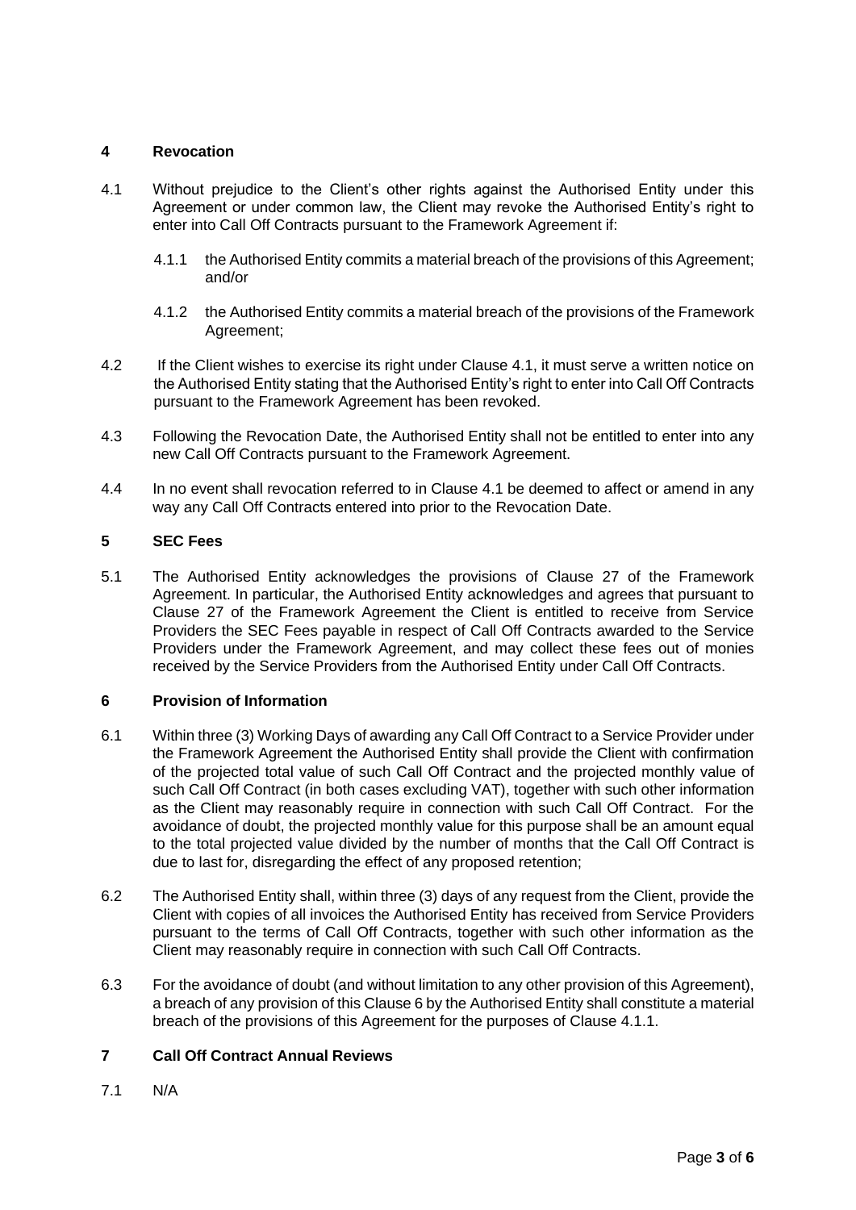## 4 Revocation

4.1 Without prejudice to the Client's other rights against the Authorised Entity under this Agreement or under common law, the Client may revoke the Authorised Entity's right to enter into Call Off Contracts pursuant to the Framework Agreement if:

4.1.1 the Authorised Entity commits a material breach of the provisions of this Agreement; and/or

4.1.2 the Authorised Entity commits a material breach of the provisions of the Framework Agreement;

4.2 If the Client wishes to exercise its right under Clause 4.1, it must serve a written notice on the Authorised Entity stating that the Authorised Entity's right to enter into Call Off Contracts pursuant to the Framework Agreement has been revoked.

4.3 Following the Revocation Date, the Authorised Entity shall not be entitled to enter into any new Call Off Contracts pursuant to the Framework Agreement.

4.4 In no event shall revocation referred to in Clause 4.1 be deemed to affect or amend in any way any Call Off Contracts entered into prior to the Revocation Date.

## 5 SEC Fees

5.1 The Authorised Entity acknowledges the provisions of Clause 27 of the Framework Agreement. In particular, the Authorised Entity acknowledges and agrees that pursuant to Clause 27 of the Framework Agreement the Client is entitled to receive from Service Providers the SEC Fees payable in respect of Call Off Contracts awarded to the Service Providers under the Framework Agreement, and may collect these fees out of monies received by the Service Providers from the Authorised Entity under Call Off Contracts.

## 6 Provision of Information

6.1 Within three (3) Working Days of awarding any Call Off Contract to a Service Provider under the Framework Agreement the Authorised Entity shall provide the Client with confirmation of the projected total value of such Call Off Contract and the projected monthly value of such Call Off Contract (in both cases excluding VAT), together with such other information as the Client may reasonably require in connection with such Call Off Contract. For the avoidance of doubt, the projected monthly value for this purpose shall be an amount equal to the total projected value divided by the number of months that the Call Off Contract is due to last for, disregarding the effect of any proposed retention;

6.2 The Authorised Entity shall, within three (3) days of any request from the Client, provide the Client with copies of all invoices the Authorised Entity has received from Service Providers pursuant to the terms of Call Off Contracts, together with such other information as the Client may reasonably require in connection with such Call Off Contracts.

6.3 For the avoidance of doubt (and without limitation to any other provision of this Agreement), a breach of any provision of this Clause 6 by the Authorised Entity shall constitute a material breach of the provisions of this Agreement for the purposes of Clause 4.1.1.

## 7 Call Off Contract Annual Reviews

7.1 N/A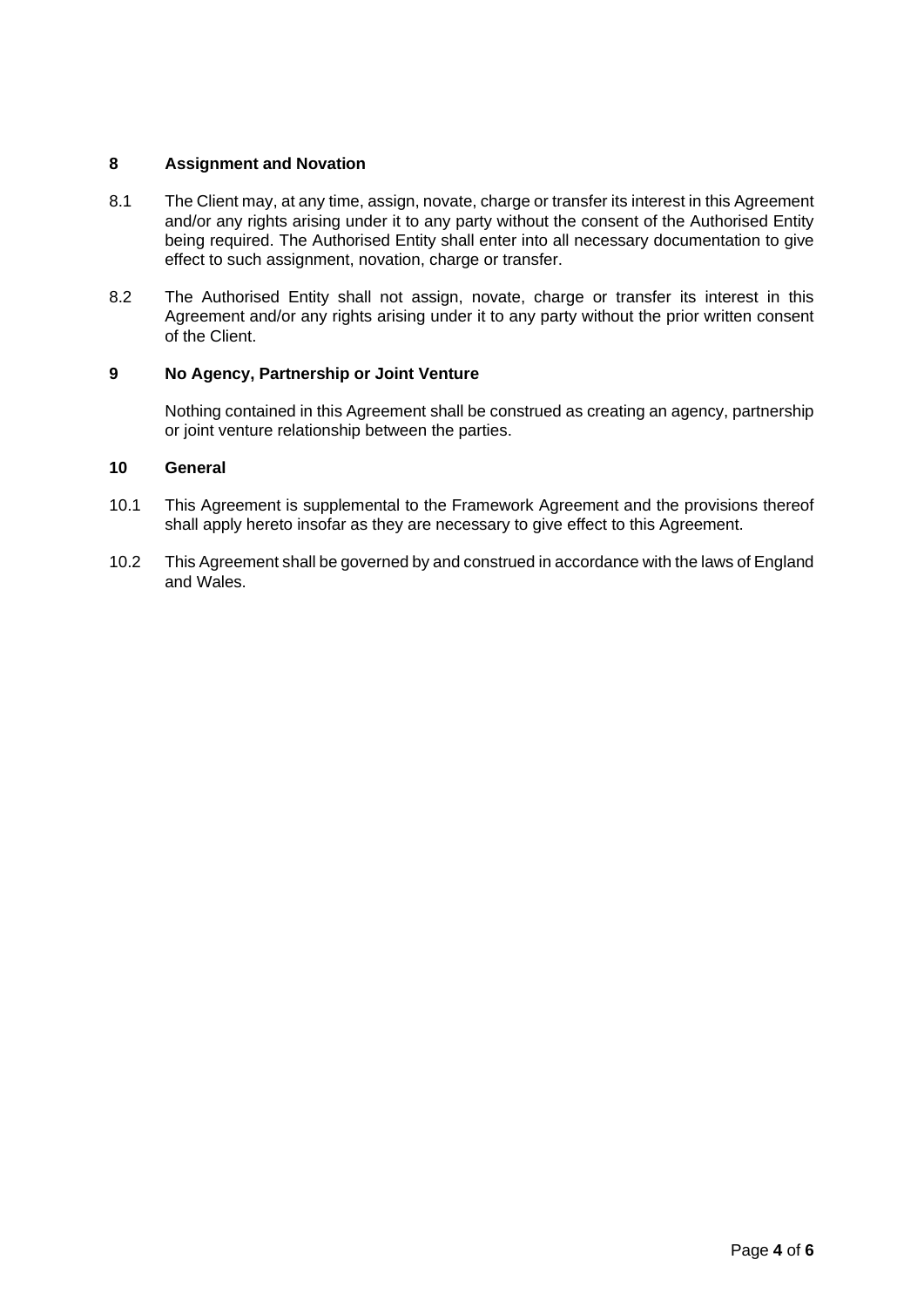## 8 Assignment and Novation

8.1 The Client may, at any time, assign, novate, charge or transfer its interest in this Agreement and/or any rights arising under it to any party without the consent of the Authorised Entity being required. The Authorised Entity shall enter into all necessary documentation to give effect to such assignment, novation, charge or transfer.

8.2 The Authorised Entity shall not assign, novate, charge or transfer its interest in this Agreement and/or any rights arising under it to any party without the prior written consent of the Client.

## 9 No Agency, Partnership or Joint Venture

Nothing contained in this Agreement shall be construed as creating an agency, partnership or joint venture relationship between the parties.

## 10 General

10.1 This Agreement is supplemental to the Framework Agreement and the provisions thereof shall apply hereto insofar as they are necessary to give effect to this Agreement.

10.2 This Agreement shall be governed by and construed in accordance with the laws of England and Wales.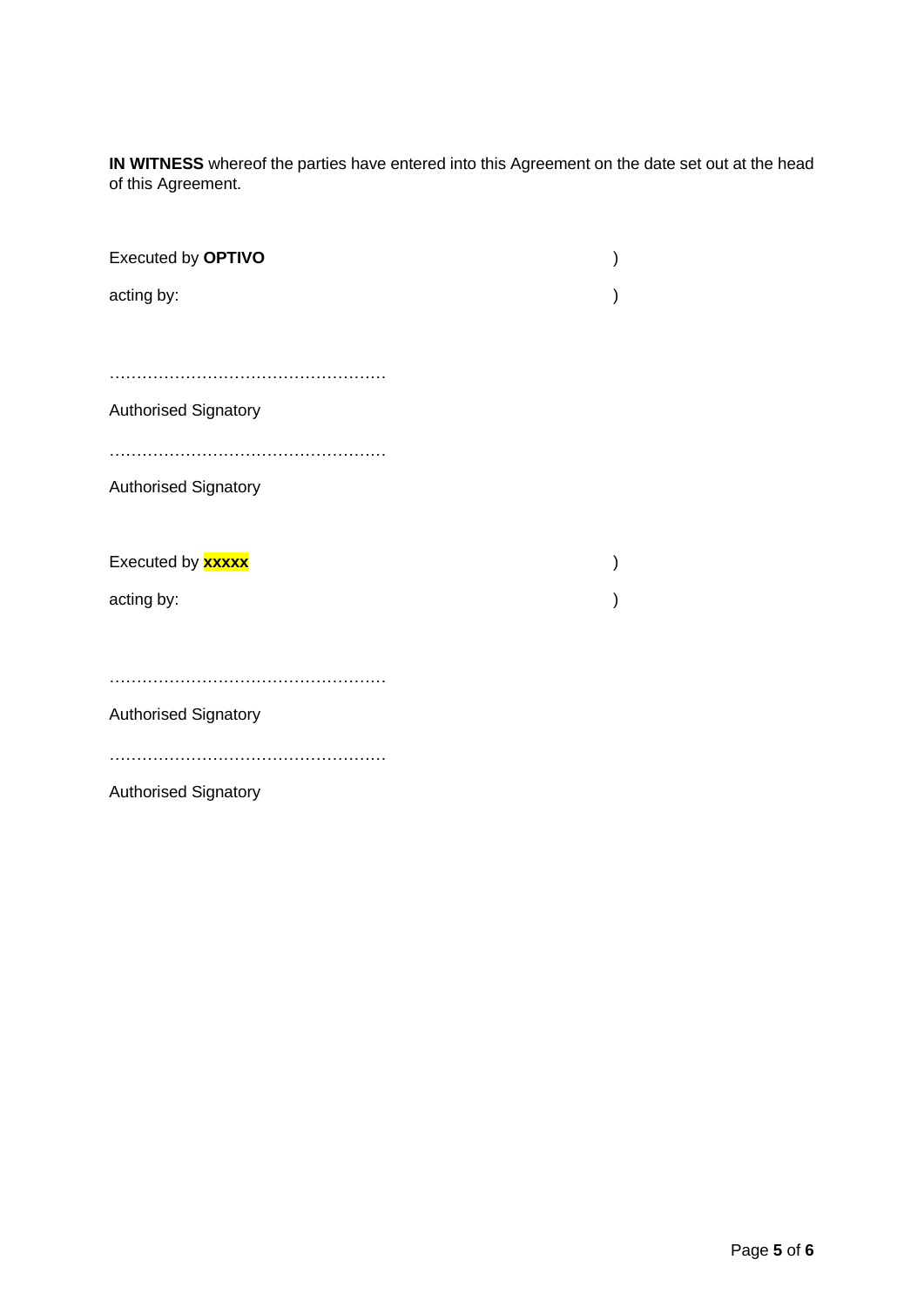**IN WITNESS** whereof the parties have entered into this Agreement on the date set out at the head of this Agreement.

Executed by **OPTIVO** )

acting by: )

……………………………………………

Authorised Signatory

……………………………………………

Authorised Signatory

Executed by **xxxxx** )

acting by: )

……………………………………………

Authorised Signatory

……………………………………………

Authorised Signatory